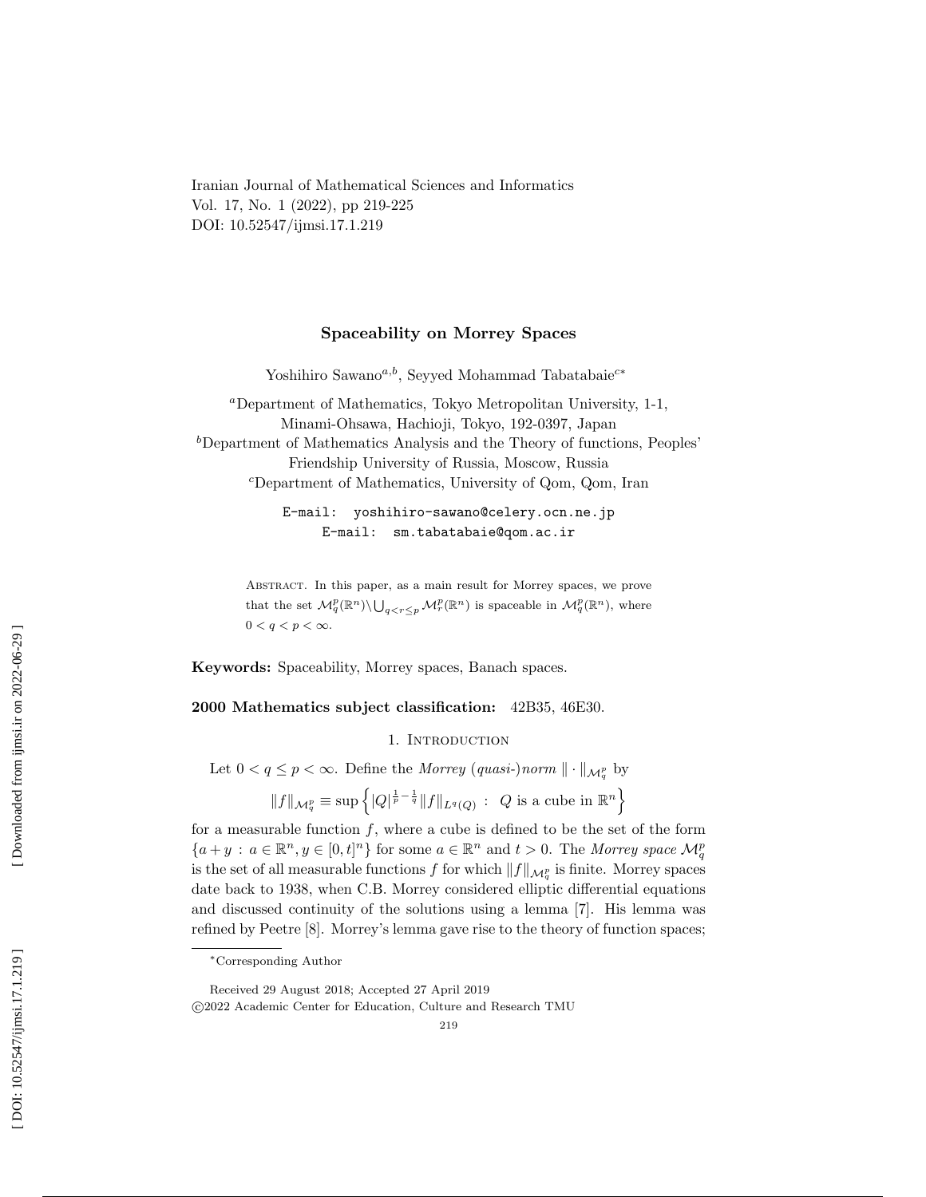Iranian Journal of Mathematical Sciences and Informatics
Vol. 17, No. 1 (2022), pp 219-225
DOI: 10.52547/ijmsi.17.1.219

# Spaceability on Morrey Spaces

Yoshihiro Sawano[a,b], Seyyed Mohammad Tabatabaie[c*]

[a]Department of Mathematics, Tokyo Metropolitan University, 1-1, Minami-Ohsawa, Hachioji, Tokyo, 192-0397, Japan
[b]Department of Mathematics Analysis and the Theory of functions, Peoples' Friendship University of Russia, Moscow, Russia
[c]Department of Mathematics, University of Qom, Qom, Iran

E-mail: yoshihiro-sawano@celery.ocn.ne.jp
E-mail: sm.tabatabaie@qom.ac.ir

Abstract. In this paper, as a main result for Morrey spaces, we prove that the set $\mathcal{M}^p_q(\mathbb{R}^n)\backslash\bigcup_{q<r\leq p}\mathcal{M}^p_r(\mathbb{R}^n)$ is spaceable in $\mathcal{M}^p_q(\mathbb{R}^n)$, where $0<q<p<\infty$.

**Keywords:** Spaceability, Morrey spaces, Banach spaces.

**2000 Mathematics subject classification:** 42B35, 46E30.

## 1. Introduction

Let $0<q\leq p<\infty$. Define the *Morrey (quasi-)norm* $\|\cdot\|_{\mathcal{M}^p_q}$ by

$$\|f\|_{\mathcal{M}^p_q}\equiv\sup\left\{|Q|^{\frac{1}{p}-\frac{1}{q}}\|f\|_{L^q(Q)}\,:\,\,Q\text{ is a cube in }\mathbb{R}^n\right\}$$

for a measurable function $f$, where a cube is defined to be the set of the form $\{a+y\,:\,a\in\mathbb{R}^n, y\in[0,t]^n\}$ for some $a\in\mathbb{R}^n$ and $t>0$. The *Morrey space* $\mathcal{M}^p_q$ is the set of all measurable functions $f$ for which $\|f\|_{\mathcal{M}^p_q}$ is finite. Morrey spaces date back to 1938, when C.B. Morrey considered elliptic differential equations and discussed continuity of the solutions using a lemma [7]. His lemma was refined by Peetre [8]. Morrey's lemma gave rise to the theory of function spaces;

*Corresponding Author

Received 29 August 2018; Accepted 27 April 2019
©2022 Academic Center for Education, Culture and Research TMU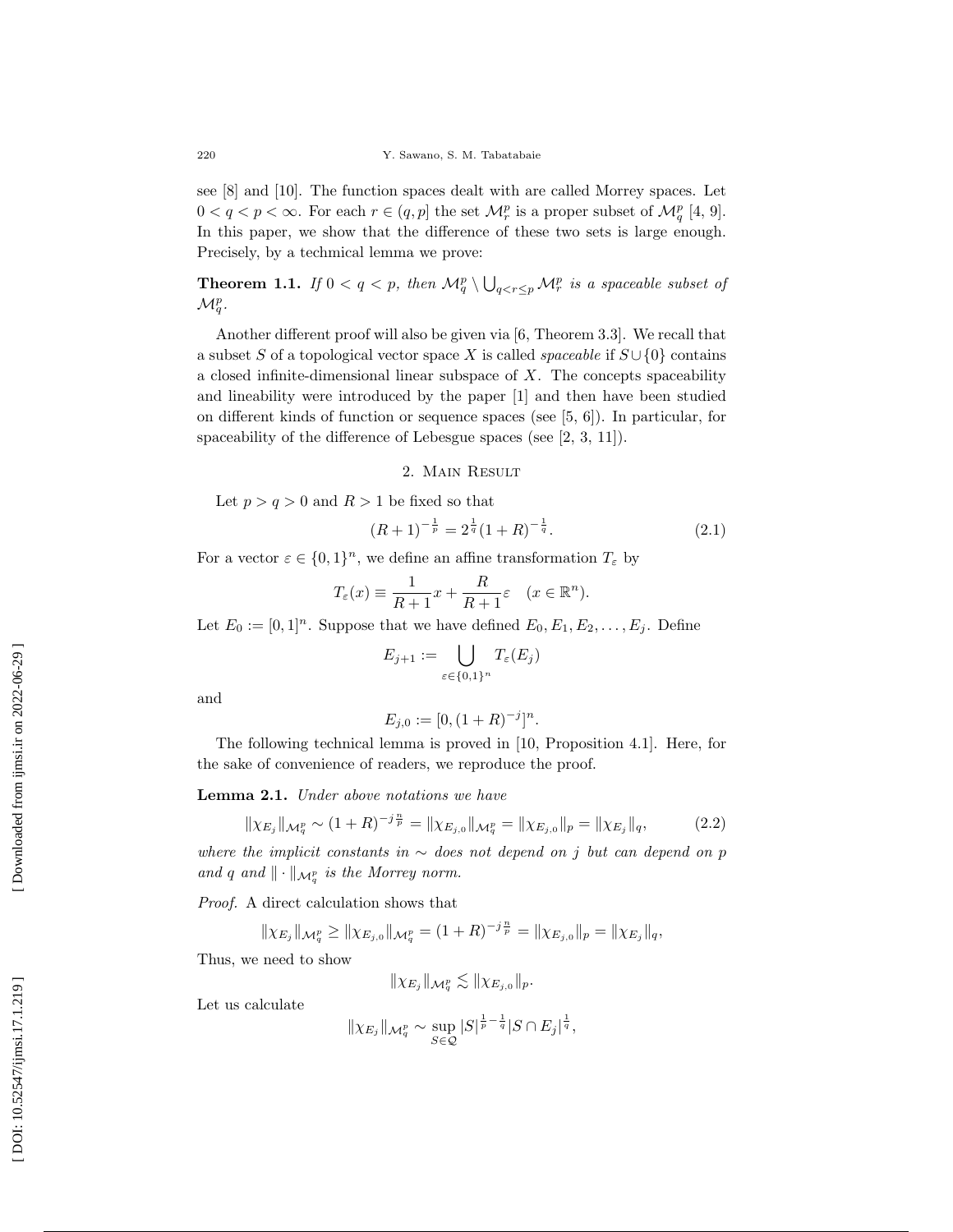see [8] and [10]. The function spaces dealt with are called Morrey spaces. Let $0 < q < p < \infty$. For each $r \in (q, p]$ the set $\mathcal{M}^p_r$ is a proper subset of $\mathcal{M}^p_q$ [4, 9]. In this paper, we show that the difference of these two sets is large enough. Precisely, by a techmical lemma we prove:

**Theorem 1.1.** *If $0 < q < p$, then $\mathcal{M}^p_q \setminus \bigcup_{q<r\leq p} \mathcal{M}^p_r$ is a spaceable subset of $\mathcal{M}^p_q$.*

Another different proof will also be given via [6, Theorem 3.3]. We recall that a subset $S$ of a topological vector space $X$ is called *spaceable* if $S \cup \{0\}$ contains a closed infinite-dimensional linear subspace of $X$. The concepts spaceability and lineability were introduced by the paper [1] and then have been studied on different kinds of function or sequence spaces (see [5, 6]). In particular, for spaceability of the difference of Lebesgue spaces (see [2, 3, 11]).

## 2. Main Result

Let $p > q > 0$ and $R > 1$ be fixed so that

$$(R+1)^{-\frac{1}{p}} = 2^{\frac{1}{q}}(1+R)^{-\frac{1}{q}}. \tag{2.1}$$

For a vector $\varepsilon \in \{0,1\}^n$, we define an affine transformation $T_\varepsilon$ by

$$T_\varepsilon(x) \equiv \frac{1}{R+1}x + \frac{R}{R+1}\varepsilon \quad (x \in \mathbb{R}^n).$$

Let $E_0 := [0,1]^n$. Suppose that we have defined $E_0, E_1, E_2, \ldots, E_j$. Define

$$E_{j+1} := \bigcup_{\varepsilon \in \{0,1\}^n} T_\varepsilon(E_j)$$

and

$$E_{j,0} := [0, (1+R)^{-j}]^n.$$

The following technical lemma is proved in [10, Proposition 4.1]. Here, for the sake of convenience of readers, we reproduce the proof.

**Lemma 2.1.** *Under above notations we have*

$$\|\chi_{E_j}\|_{\mathcal{M}^p_q} \sim (1+R)^{-j\frac{n}{p}} = \|\chi_{E_{j,0}}\|_{\mathcal{M}^p_q} = \|\chi_{E_{j,0}}\|_p = \|\chi_{E_j}\|_q, \tag{2.2}$$

*where the implicit constants in $\sim$ does not depend on $j$ but can depend on $p$ and $q$ and $\|\cdot\|_{\mathcal{M}^p_q}$ is the Morrey norm.*

*Proof.* A direct calculation shows that

$$\|\chi_{E_j}\|_{\mathcal{M}^p_q} \geq \|\chi_{E_{j,0}}\|_{\mathcal{M}^p_q} = (1+R)^{-j\frac{n}{p}} = \|\chi_{E_{j,0}}\|_p = \|\chi_{E_j}\|_q,$$

Thus, we need to show

$$\|\chi_{E_j}\|_{\mathcal{M}^p_q} \lesssim \|\chi_{E_{j,0}}\|_p.$$

Let us calculate

$$\|\chi_{E_j}\|_{\mathcal{M}^p_q} \sim \sup_{S \in \mathcal{Q}} |S|^{\frac{1}{p}-\frac{1}{q}} |S \cap E_j|^{\frac{1}{q}},$$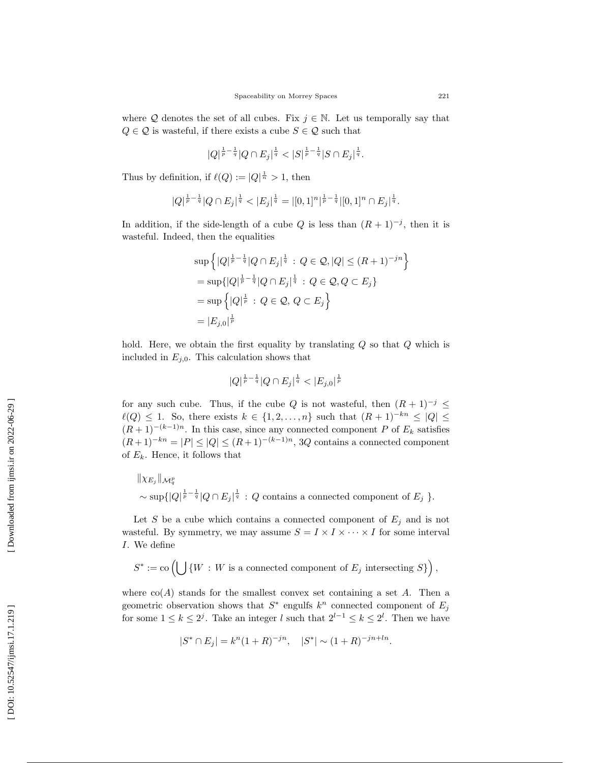where $\mathcal{Q}$ denotes the set of all cubes. Fix $j \in \mathbb{N}$. Let us temporally say that $Q \in \mathcal{Q}$ is wasteful, if there exists a cube $S \in \mathcal{Q}$ such that

$$|Q|^{\frac{1}{p}-\frac{1}{q}}|Q \cap E_j|^{\frac{1}{q}} < |S|^{\frac{1}{p}-\frac{1}{q}}|S \cap E_j|^{\frac{1}{q}}.$$

Thus by definition, if $\ell(Q) := |Q|^{\frac{1}{n}} > 1$, then

$$|Q|^{\frac{1}{p}-\frac{1}{q}}|Q \cap E_j|^{\frac{1}{q}} < |E_j|^{\frac{1}{q}} = |[0,1]^n|^{\frac{1}{p}-\frac{1}{q}}|[0,1]^n \cap E_j|^{\frac{1}{q}}.$$

In addition, if the side-length of a cube $Q$ is less than $(R+1)^{-j}$, then it is wasteful. Indeed, then the equalities

$$\begin{aligned}
&\sup\left\{|Q|^{\frac{1}{p}-\frac{1}{q}}|Q \cap E_j|^{\frac{1}{q}} \,:\, Q \in \mathcal{Q}, |Q| \le (R+1)^{-jn}\right\} \\
&= \sup\{|Q|^{\frac{1}{p}-\frac{1}{q}}|Q \cap E_j|^{\frac{1}{q}} \,:\, Q \in \mathcal{Q}, Q \subset E_j\} \\
&= \sup\left\{|Q|^{\frac{1}{p}} \,:\, Q \in \mathcal{Q},\, Q \subset E_j\right\} \\
&= |E_{j,0}|^{\frac{1}{p}}
\end{aligned}$$

hold. Here, we obtain the first equality by translating $Q$ so that $Q$ which is included in $E_{j,0}$. This calculation shows that

$$|Q|^{\frac{1}{p}-\frac{1}{q}}|Q \cap E_j|^{\frac{1}{q}} < |E_{j,0}|^{\frac{1}{p}}$$

for any such cube. Thus, if the cube $Q$ is not wasteful, then $(R+1)^{-j} \le \ell(Q) \le 1$. So, there exists $k \in \{1, 2, \ldots, n\}$ such that $(R+1)^{-kn} \le |Q| \le (R+1)^{-(k-1)n}$. In this case, since any connected component $P$ of $E_k$ satisfies $(R+1)^{-kn} = |P| \le |Q| \le (R+1)^{-(k-1)n}$, $3Q$ contains a connected component of $E_k$. Hence, it follows that

$$\begin{aligned}
&\|\chi_{E_j}\|_{\mathcal{M}^p_q} \\
&\sim \sup\{|Q|^{\frac{1}{p}-\frac{1}{q}}|Q \cap E_j|^{\frac{1}{q}} \,:\, Q \text{ contains a connected component of } E_j\ \}.
\end{aligned}$$

Let $S$ be a cube which contains a connected component of $E_j$ and is not wasteful. By symmetry, we may assume $S = I \times I \times \cdots \times I$ for some interval $I$. We define

$$S^* := \mathrm{co}\left(\bigcup\{W \,:\, W \text{ is a connected component of } E_j \text{ intersecting } S\}\right),$$

where $\mathrm{co}(A)$ stands for the smallest convex set containing a set $A$. Then a geometric observation shows that $S^*$ engulfs $k^n$ connected component of $E_j$ for some $1 \le k \le 2^j$. Take an integer $l$ such that $2^{l-1} \le k \le 2^l$. Then we have

$$|S^* \cap E_j| = k^n(1+R)^{-jn}, \quad |S^*| \sim (1+R)^{-jn+ln}.$$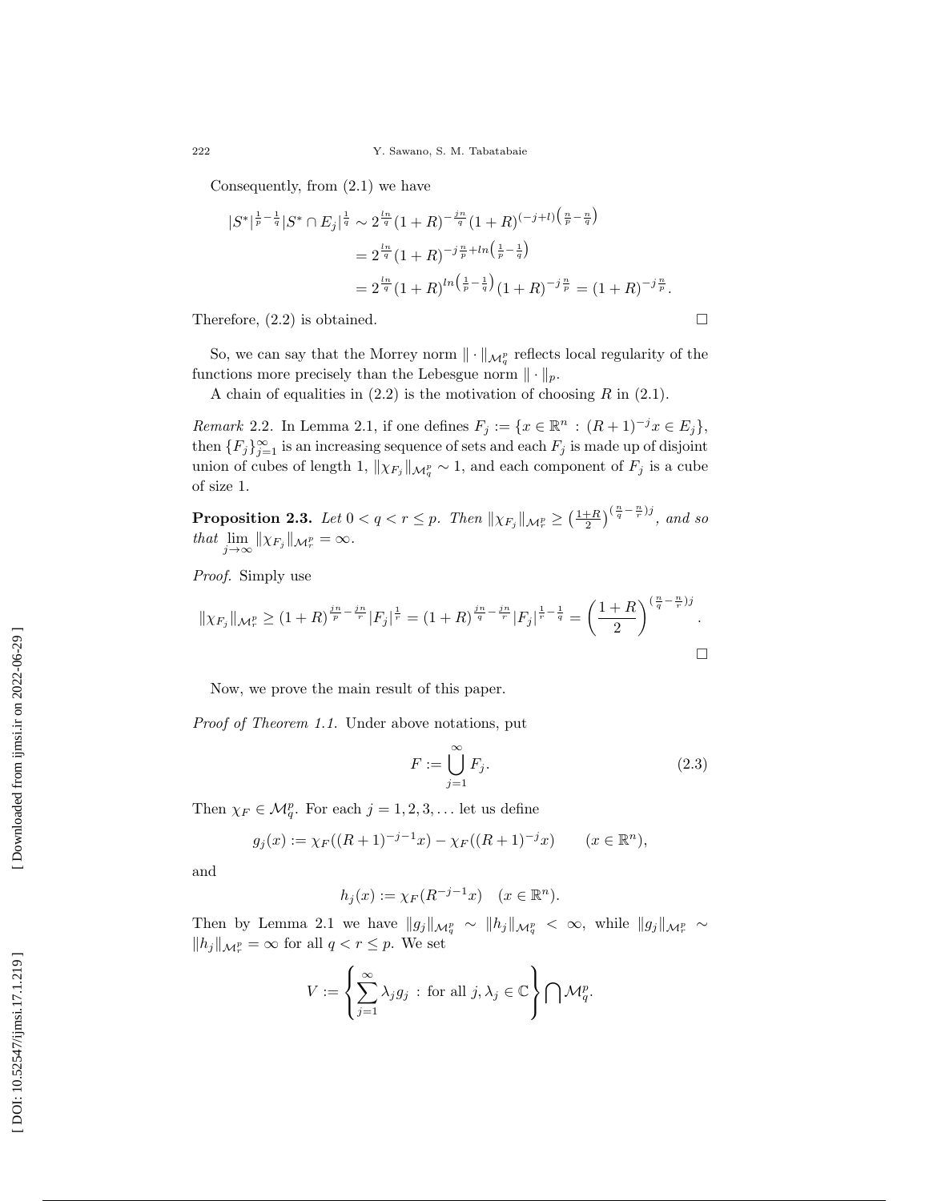Consequently, from (2.1) we have

$$
\begin{aligned}
|S^*|^{\frac{1}{p}-\frac{1}{q}}|S^* \cap E_j|^{\frac{1}{q}} &\sim 2^{\frac{ln}{q}}(1+R)^{-\frac{jn}{q}}(1+R)^{(-j+l)\left(\frac{n}{p}-\frac{n}{q}\right)} \\
&= 2^{\frac{ln}{q}}(1+R)^{-j\frac{n}{p}+ln\left(\frac{1}{p}-\frac{1}{q}\right)} \\
&= 2^{\frac{ln}{q}}(1+R)^{ln\left(\frac{1}{p}-\frac{1}{q}\right)}(1+R)^{-j\frac{n}{p}} = (1+R)^{-j\frac{n}{p}}.
\end{aligned}
$$

Therefore, (2.2) is obtained. □

So, we can say that the Morrey norm $\|\cdot\|_{\mathcal{M}^p_q}$ reflects local regularity of the functions more precisely than the Lebesgue norm $\|\cdot\|_p$.

A chain of equalities in (2.2) is the motivation of choosing $R$ in (2.1).

*Remark* 2.2. In Lemma 2.1, if one defines $F_j := \{x \in \mathbb{R}^n : (R+1)^{-j}x \in E_j\}$, then $\{F_j\}_{j=1}^{\infty}$ is an increasing sequence of sets and each $F_j$ is made up of disjoint union of cubes of length 1, $\|\chi_{F_j}\|_{\mathcal{M}^p_q} \sim 1$, and each component of $F_j$ is a cube of size 1.

**Proposition 2.3.** *Let $0 < q < r \le p$. Then $\|\chi_{F_j}\|_{\mathcal{M}^p_r} \ge \left(\frac{1+R}{2}\right)^{\left(\frac{n}{q}-\frac{n}{r}\right)j}$, and so that $\lim\limits_{j\to\infty} \|\chi_{F_j}\|_{\mathcal{M}^p_r} = \infty$.*

*Proof.* Simply use

$$
\|\chi_{F_j}\|_{\mathcal{M}^p_r} \ge (1+R)^{\frac{jn}{p}-\frac{jn}{r}}|F_j|^{\frac{1}{r}} = (1+R)^{\frac{jn}{q}-\frac{jn}{r}}|F_j|^{\frac{1}{r}-\frac{1}{q}} = \left(\frac{1+R}{2}\right)^{\left(\frac{n}{q}-\frac{n}{r}\right)j}.
$$

□

Now, we prove the main result of this paper.

*Proof of Theorem 1.1.* Under above notations, put

$$
F := \bigcup_{j=1}^{\infty} F_j. \tag{2.3}
$$

Then $\chi_F \in \mathcal{M}^p_q$. For each $j = 1, 2, 3, \dots$ let us define

$$
g_j(x) := \chi_F((R+1)^{-j-1}x) - \chi_F((R+1)^{-j}x) \qquad (x \in \mathbb{R}^n),
$$

and

$$
h_j(x) := \chi_F(R^{-j-1}x) \quad (x \in \mathbb{R}^n).
$$

Then by Lemma 2.1 we have $\|g_j\|_{\mathcal{M}^p_q} \sim \|h_j\|_{\mathcal{M}^p_q} < \infty$, while $\|g_j\|_{\mathcal{M}^p_r} \sim \|h_j\|_{\mathcal{M}^p_r} = \infty$ for all $q < r \le p$. We set

$$
V := \left\{ \sum_{j=1}^{\infty} \lambda_j g_j \,:\, \text{for all } j, \lambda_j \in \mathbb{C} \right\} \bigcap \mathcal{M}^p_q.
$$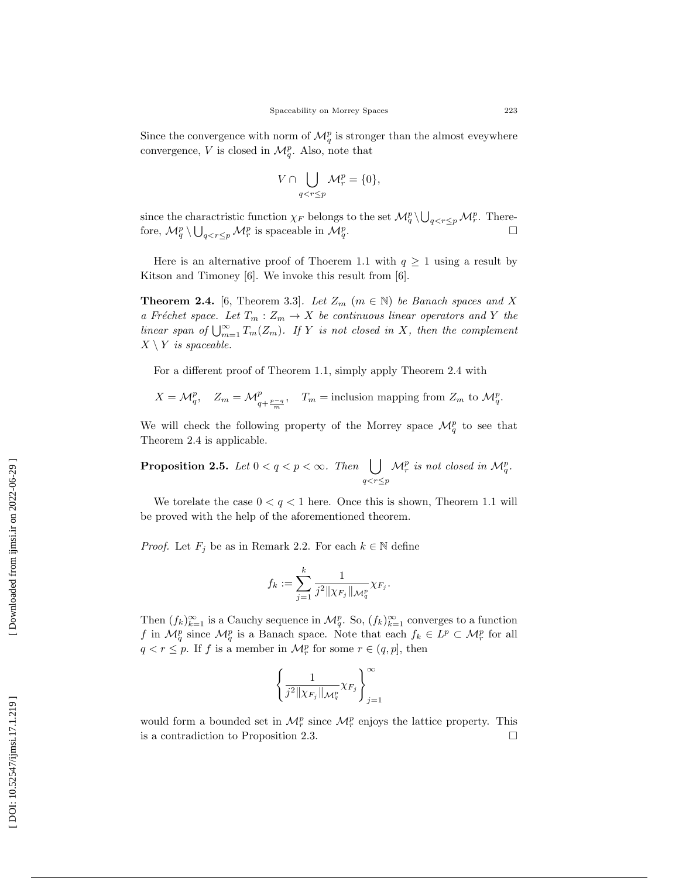Since the convergence with norm of $\mathcal{M}^p_q$ is stronger than the almost eveywhere convergence, $V$ is closed in $\mathcal{M}^p_q$. Also, note that

$$V \cap \bigcup_{q<r\leq p} \mathcal{M}^p_r = \{0\},$$

since the charactristic function $\chi_F$ belongs to the set $\mathcal{M}^p_q \setminus \bigcup_{q<r\leq p} \mathcal{M}^p_r$. Therefore, $\mathcal{M}^p_q \setminus \bigcup_{q<r\leq p} \mathcal{M}^p_r$ is spaceable in $\mathcal{M}^p_q$. $\square$

Here is an alternative proof of Thoerem 1.1 with $q \geq 1$ using a result by Kitson and Timoney [6]. We invoke this result from [6].

**Theorem 2.4.** [6, Theorem 3.3]. *Let $Z_m$ ($m \in \mathbb{N}$) be Banach spaces and $X$ a Fréchet space. Let $T_m : Z_m \to X$ be continuous linear operators and $Y$ the linear span of $\bigcup_{m=1}^\infty T_m(Z_m)$. If $Y$ is not closed in $X$, then the complement $X \setminus Y$ is spaceable.*

For a different proof of Theorem 1.1, simply apply Theorem 2.4 with

$$X = \mathcal{M}^p_q, \quad Z_m = \mathcal{M}^p_{q+\frac{p-q}{m}}, \quad T_m = \text{inclusion mapping from } Z_m \text{ to } \mathcal{M}^p_q.$$

We will check the following property of the Morrey space $\mathcal{M}^p_q$ to see that Theorem 2.4 is applicable.

**Proposition 2.5.** *Let $0 < q < p < \infty$. Then $\bigcup_{q<r\leq p} \mathcal{M}^p_r$ is not closed in $\mathcal{M}^p_q$.*

We torelate the case $0 < q < 1$ here. Once this is shown, Theorem 1.1 will be proved with the help of the aforementioned theorem.

*Proof.* Let $F_j$ be as in Remark 2.2. For each $k \in \mathbb{N}$ define

$$f_k := \sum_{j=1}^k \frac{1}{j^2 \|\chi_{F_j}\|_{\mathcal{M}^p_q}} \chi_{F_j}.$$

Then $(f_k)_{k=1}^\infty$ is a Cauchy sequence in $\mathcal{M}^p_q$. So, $(f_k)_{k=1}^\infty$ converges to a function $f$ in $\mathcal{M}^p_q$ since $\mathcal{M}^p_q$ is a Banach space. Note that each $f_k \in L^p \subset \mathcal{M}^p_r$ for all $q < r \leq p$. If $f$ is a member in $\mathcal{M}^p_r$ for some $r \in (q, p]$, then

$$\left\{ \frac{1}{j^2 \|\chi_{F_j}\|_{\mathcal{M}^p_q}} \chi_{F_j} \right\}_{j=1}^\infty$$

would form a bounded set in $\mathcal{M}^p_r$ since $\mathcal{M}^p_r$ enjoys the lattice property. This is a contradiction to Proposition 2.3. $\square$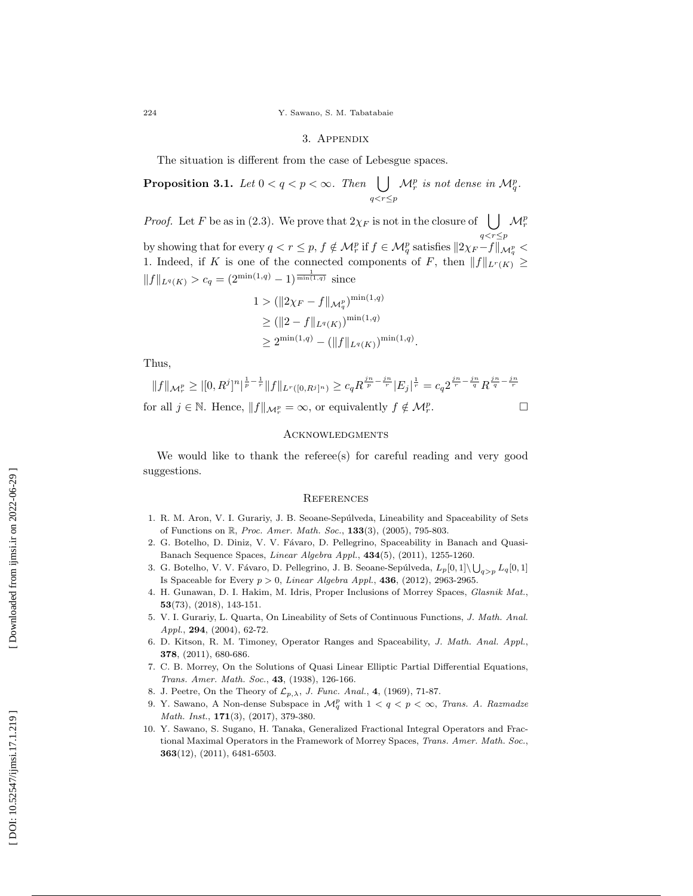## 3. Appendix

The situation is different from the case of Lebesgue spaces.

**Proposition 3.1.** *Let $0 < q < p < \infty$. Then $\bigcup_{q<r\le p} \mathcal{M}^p_r$ is not dense in $\mathcal{M}^p_q$.*

*Proof.* Let $F$ be as in (2.3). We prove that $2\chi_F$ is not in the closure of $\bigcup_{q<r\le p} \mathcal{M}^p_r$ by showing that for every $q < r \le p$, $f \notin \mathcal{M}^p_r$ if $f \in \mathcal{M}^p_q$ satisfies $\|2\chi_F - f\|_{\mathcal{M}^p_q} < 1$. Indeed, if $K$ is one of the connected components of $F$, then $\|f\|_{L^r(K)} \ge \|f\|_{L^q(K)} > c_q = (2^{\min(1,q)} - 1)^{\frac{1}{\min(1,q)}}$ since

$$
\begin{aligned}
1 &> (\|2\chi_F - f\|_{\mathcal{M}^p_q})^{\min(1,q)} \\
&\ge (\|2 - f\|_{L^q(K)})^{\min(1,q)} \\
&\ge 2^{\min(1,q)} - (\|f\|_{L^q(K)})^{\min(1,q)}.
\end{aligned}
$$

Thus,

$$
\|f\|_{\mathcal{M}^p_r} \ge |[0,R^j]^n|^{\frac{1}{p}-\frac{1}{r}} \|f\|_{L^r([0,R^j]^n)} \ge c_q R^{\frac{jn}{p}-\frac{jn}{r}} |E_j|^{\frac{1}{r}} = c_q 2^{\frac{jn}{r}-\frac{jn}{q}} R^{\frac{jn}{q}-\frac{jn}{r}}
$$

for all $j \in \mathbb{N}$. Hence, $\|f\|_{\mathcal{M}^p_r} = \infty$, or equivalently $f \notin \mathcal{M}^p_r$. $\square$

## Acknowledgments

We would like to thank the referee(s) for careful reading and very good suggestions.

## References

1. R. M. Aron, V. I. Gurariy, J. B. Seoane-Sepúlveda, Lineability and Spaceability of Sets of Functions on $\mathbb{R}$, *Proc. Amer. Math. Soc.*, **133**(3), (2005), 795-803.
2. G. Botelho, D. Diniz, V. V. Fávaro, D. Pellegrino, Spaceability in Banach and Quasi-Banach Sequence Spaces, *Linear Algebra Appl.*, **434**(5), (2011), 1255-1260.
3. G. Botelho, V. V. Fávaro, D. Pellegrino, J. B. Seoane-Sepúlveda, $L_p[0,1]\setminus\bigcup_{q>p} L_q[0,1]$ Is Spaceable for Every $p > 0$, *Linear Algebra Appl.*, **436**, (2012), 2963-2965.
4. H. Gunawan, D. I. Hakim, M. Idris, Proper Inclusions of Morrey Spaces, *Glasnik Mat.*, **53**(73), (2018), 143-151.
5. V. I. Gurariy, L. Quarta, On Lineability of Sets of Continuous Functions, *J. Math. Anal. Appl.*, **294**, (2004), 62-72.
6. D. Kitson, R. M. Timoney, Operator Ranges and Spaceability, *J. Math. Anal. Appl.*, **378**, (2011), 680-686.
7. C. B. Morrey, On the Solutions of Quasi Linear Elliptic Partial Differential Equations, *Trans. Amer. Math. Soc.*, **43**, (1938), 126-166.
8. J. Peetre, On the Theory of $\mathcal{L}_{p,\lambda}$, *J. Func. Anal.*, **4**, (1969), 71-87.
9. Y. Sawano, A Non-dense Subspace in $\mathcal{M}^p_q$ with $1 < q < p < \infty$, *Trans. A. Razmadze Math. Inst.*, **171**(3), (2017), 379-380.
10. Y. Sawano, S. Sugano, H. Tanaka, Generalized Fractional Integral Operators and Fractional Maximal Operators in the Framework of Morrey Spaces, *Trans. Amer. Math. Soc.*, **363**(12), (2011), 6481-6503.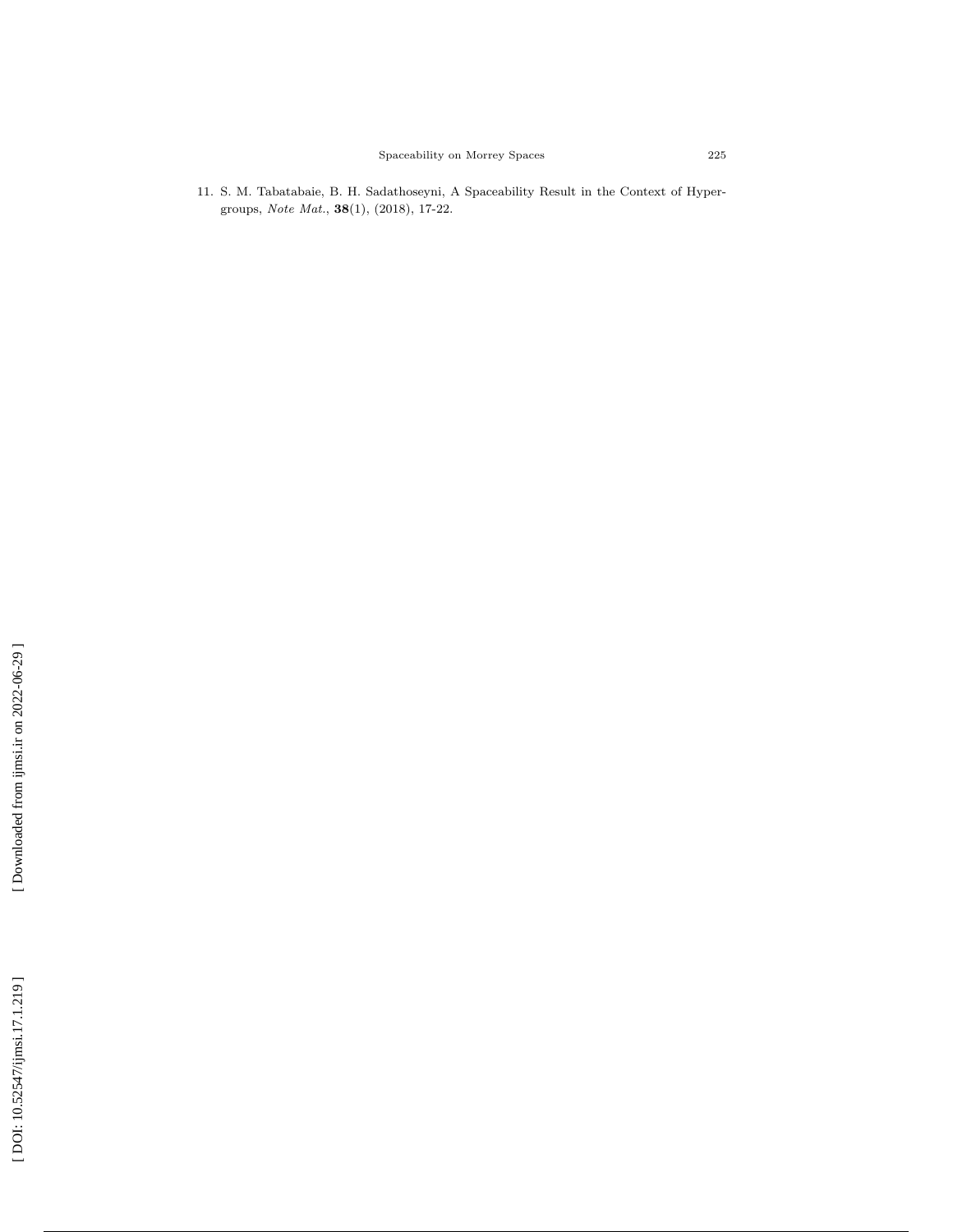11. S. M. Tabatabaie, B. H. Sadathoseyni, A Spaceability Result in the Context of Hypergroups, *Note Mat.*, **38**(1), (2018), 17-22.